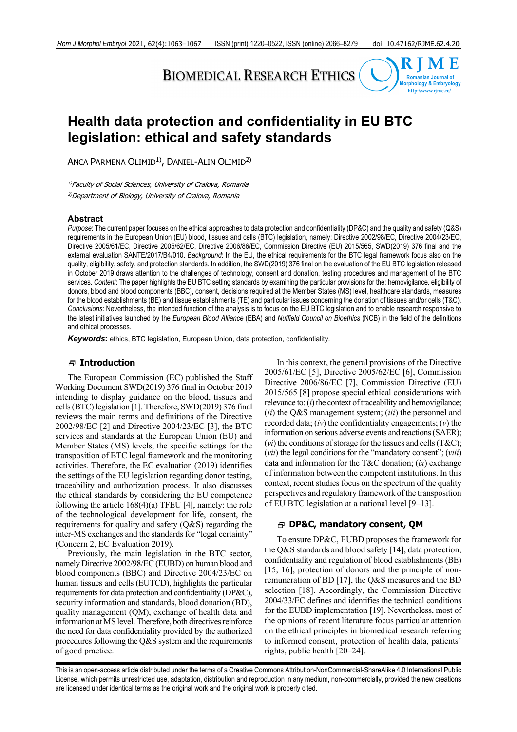BIOMEDICAL RESEARCH ETHICS

# Health data protection and confidentiality in EU BTC legislation: ethical and safety standards

ANCA PARMENA OLIMID[1)], DANIEL-ALIN OLIMID[2)]

[1)]*Faculty of Social Sciences, University of Craiova, Romania*

[2)]*Department of Biology, University of Craiova, Romania*

## Abstract

*Purpose*: The current paper focuses on the ethical approaches to data protection and confidentiality (DP&C) and the quality and safety (Q&S) requirements in the European Union (EU) blood, tissues and cells (BTC) legislation, namely: Directive 2002/98/EC, Directive 2004/23/EC, Directive 2005/61/EC, Directive 2005/62/EC, Directive 2006/86/EC, Commission Directive (EU) 2015/565, SWD(2019) 376 final and the external evaluation SANTE/2017/B4/010. *Background*: In the EU, the ethical requirements for the BTC legal framework focus also on the quality, eligibility, safety, and protection standards. In addition, the SWD(2019) 376 final on the evaluation of the EU BTC legislation released in October 2019 draws attention to the challenges of technology, consent and donation, testing procedures and management of the BTC services. *Content*: The paper highlights the EU BTC setting standards by examining the particular provisions for the: hemovigilance, eligibility of donors, blood and blood components (BBC), consent, decisions required at the Member States (MS) level, healthcare standards, measures for the blood establishments (BE) and tissue establishments (TE) and particular issues concerning the donation of tissues and/or cells (T&C). *Conclusions*: Nevertheless, the intended function of the analysis is to focus on the EU BTC legislation and to enable research responsive to the latest initiatives launched by the *European Blood Alliance* (EBA) and *Nuffield Council on Bioethics* (NCB) in the field of the definitions and ethical processes.

***Keywords***: ethics, BTC legislation, European Union, data protection, confidentiality.

## Introduction

The European Commission (EC) published the Staff Working Document SWD(2019) 376 final in October 2019 intending to display guidance on the blood, tissues and cells (BTC) legislation [1]. Therefore, SWD(2019) 376 final reviews the main terms and definitions of the Directive 2002/98/EC [2] and Directive 2004/23/EC [3], the BTC services and standards at the European Union (EU) and Member States (MS) levels, the specific settings for the transposition of BTC legal framework and the monitoring activities. Therefore, the EC evaluation (2019) identifies the settings of the EU legislation regarding donor testing, traceability and authorization process. It also discusses the ethical standards by considering the EU competence following the article 168(4)(a) TFEU [4], namely: the role of the technological development for life, consent, the requirements for quality and safety (Q&S) regarding the inter-MS exchanges and the standards for "legal certainty" (Concern 2, EC Evaluation 2019).

Previously, the main legislation in the BTC sector, namely Directive 2002/98/EC (EUBD) on human blood and blood components (BBC) and Directive 2004/23/EC on human tissues and cells (EUTCD), highlights the particular requirements for data protection and confidentiality (DP&C), security information and standards, blood donation (BD), quality management (QM), exchange of health data and information at MS level. Therefore, both directives reinforce the need for data confidentiality provided by the authorized procedures following the Q&S system and the requirements of good practice.

In this context, the general provisions of the Directive 2005/61/EC [5], Directive 2005/62/EC [6], Commission Directive 2006/86/EC [7], Commission Directive (EU) 2015/565 [8] propose special ethical considerations with relevance to: (*i*) the context of traceability and hemovigilance; (*ii*) the Q&S management system; (*iii*) the personnel and recorded data; (*iv*) the confidentiality engagements; (*v*) the information on serious adverse events and reactions (SAER); (*vi*) the conditions of storage for the tissues and cells (T&C); (*vii*) the legal conditions for the "mandatory consent"; (*viii*) data and information for the T&C donation; (*ix*) exchange of information between the competent institutions. In this context, recent studies focus on the spectrum of the quality perspectives and regulatory framework of the transposition of EU BTC legislation at a national level [9–13].

## DP&C, mandatory consent, QM

To ensure DP&C, EUBD proposes the framework for the Q&S standards and blood safety [14], data protection, confidentiality and regulation of blood establishments (BE) [15, 16], protection of donors and the principle of non-remuneration of BD [17], the Q&S measures and the BD selection [18]. Accordingly, the Commission Directive 2004/33/EC defines and identifies the technical conditions for the EUBD implementation [19]. Nevertheless, most of the opinions of recent literature focus particular attention on the ethical principles in biomedical research referring to informed consent, protection of health data, patients' rights, public health [20–24].

This is an open-access article distributed under the terms of a Creative Commons Attribution-NonCommercial-ShareAlike 4.0 International Public License, which permits unrestricted use, adaptation, distribution and reproduction in any medium, non-commercially, provided the new creations are licensed under identical terms as the original work and the original work is properly cited.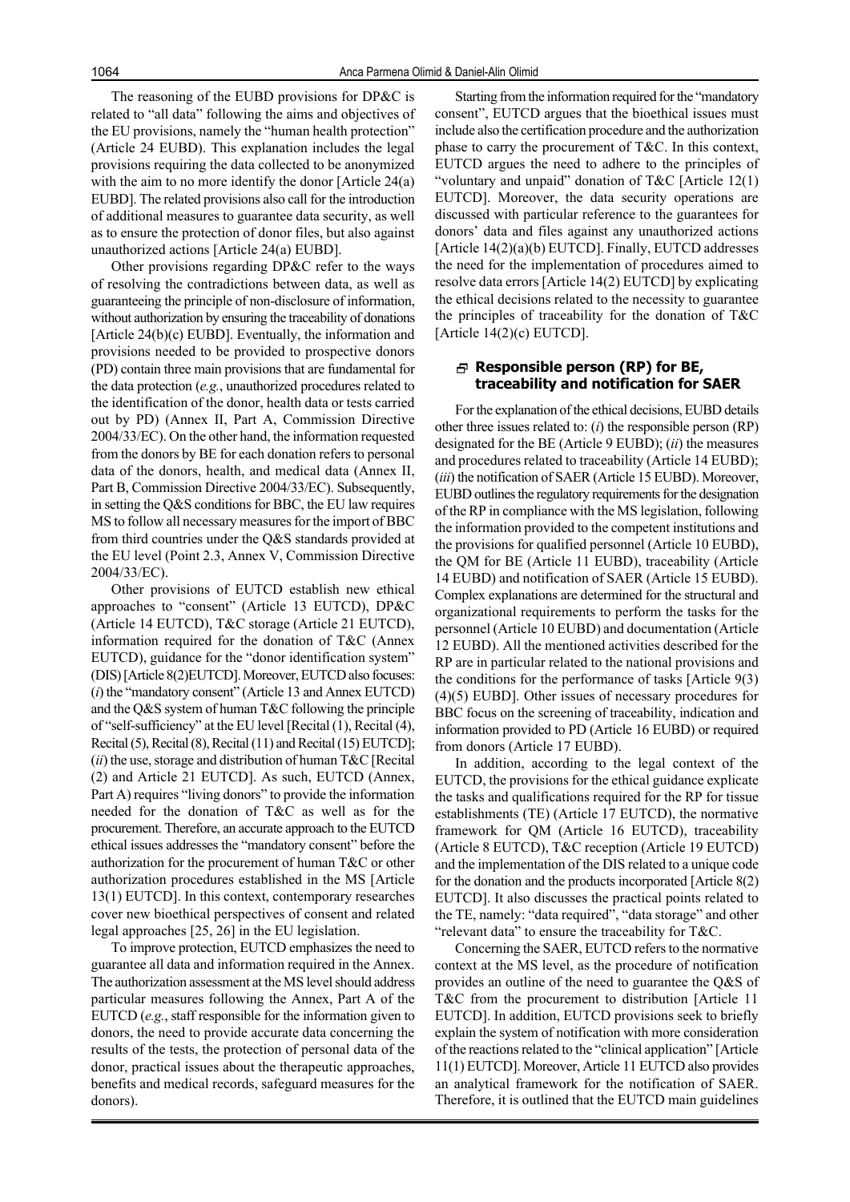The reasoning of the EUBD provisions for DP&C is related to "all data" following the aims and objectives of the EU provisions, namely the "human health protection" (Article 24 EUBD). This explanation includes the legal provisions requiring the data collected to be anonymized with the aim to no more identify the donor [Article 24(a) EUBD]. The related provisions also call for the introduction of additional measures to guarantee data security, as well as to ensure the protection of donor files, but also against unauthorized actions [Article 24(a) EUBD].

Other provisions regarding DP&C refer to the ways of resolving the contradictions between data, as well as guaranteeing the principle of non-disclosure of information, without authorization by ensuring the traceability of donations [Article 24(b)(c) EUBD]. Eventually, the information and provisions needed to be provided to prospective donors (PD) contain three main provisions that are fundamental for the data protection (*e.g.*, unauthorized procedures related to the identification of the donor, health data or tests carried out by PD) (Annex II, Part A, Commission Directive 2004/33/EC). On the other hand, the information requested from the donors by BE for each donation refers to personal data of the donors, health, and medical data (Annex II, Part B, Commission Directive 2004/33/EC). Subsequently, in setting the Q&S conditions for BBC, the EU law requires MS to follow all necessary measures for the import of BBC from third countries under the Q&S standards provided at the EU level (Point 2.3, Annex V, Commission Directive 2004/33/EC).

Other provisions of EUTCD establish new ethical approaches to "consent" (Article 13 EUTCD), DP&C (Article 14 EUTCD), T&C storage (Article 21 EUTCD), information required for the donation of T&C (Annex EUTCD), guidance for the "donor identification system" (DIS) [Article 8(2)EUTCD]. Moreover, EUTCD also focuses: (*i*) the "mandatory consent" (Article 13 and Annex EUTCD) and the Q&S system of human T&C following the principle of "self-sufficiency" at the EU level [Recital (1), Recital (4), Recital (5), Recital (8), Recital (11) and Recital (15) EUTCD]; (*ii*) the use, storage and distribution of human T&C [Recital (2) and Article 21 EUTCD]. As such, EUTCD (Annex, Part A) requires "living donors" to provide the information needed for the donation of T&C as well as for the procurement. Therefore, an accurate approach to the EUTCD ethical issues addresses the "mandatory consent" before the authorization for the procurement of human T&C or other authorization procedures established in the MS [Article 13(1) EUTCD]. In this context, contemporary researches cover new bioethical perspectives of consent and related legal approaches [25, 26] in the EU legislation.

To improve protection, EUTCD emphasizes the need to guarantee all data and information required in the Annex. The authorization assessment at the MS level should address particular measures following the Annex, Part A of the EUTCD (*e.g.*, staff responsible for the information given to donors, the need to provide accurate data concerning the results of the tests, the protection of personal data of the donor, practical issues about the therapeutic approaches, benefits and medical records, safeguard measures for the donors).

Starting from the information required for the "mandatory consent", EUTCD argues that the bioethical issues must include also the certification procedure and the authorization phase to carry the procurement of T&C. In this context, EUTCD argues the need to adhere to the principles of "voluntary and unpaid" donation of T&C [Article 12(1) EUTCD]. Moreover, the data security operations are discussed with particular reference to the guarantees for donors' data and files against any unauthorized actions [Article 14(2)(a)(b) EUTCD]. Finally, EUTCD addresses the need for the implementation of procedures aimed to resolve data errors [Article 14(2) EUTCD] by explicating the ethical decisions related to the necessity to guarantee the principles of traceability for the donation of T&C [Article 14(2)(c) EUTCD].

## Responsible person (RP) for BE, traceability and notification for SAER

For the explanation of the ethical decisions, EUBD details other three issues related to: (*i*) the responsible person (RP) designated for the BE (Article 9 EUBD); (*ii*) the measures and procedures related to traceability (Article 14 EUBD); (*iii*) the notification of SAER (Article 15 EUBD). Moreover, EUBD outlines the regulatory requirements for the designation of the RP in compliance with the MS legislation, following the information provided to the competent institutions and the provisions for qualified personnel (Article 10 EUBD), the QM for BE (Article 11 EUBD), traceability (Article 14 EUBD) and notification of SAER (Article 15 EUBD). Complex explanations are determined for the structural and organizational requirements to perform the tasks for the personnel (Article 10 EUBD) and documentation (Article 12 EUBD). All the mentioned activities described for the RP are in particular related to the national provisions and the conditions for the performance of tasks [Article 9(3)(4)(5) EUBD]. Other issues of necessary procedures for BBC focus on the screening of traceability, indication and information provided to PD (Article 16 EUBD) or required from donors (Article 17 EUBD).

In addition, according to the legal context of the EUTCD, the provisions for the ethical guidance explicate the tasks and qualifications required for the RP for tissue establishments (TE) (Article 17 EUTCD), the normative framework for QM (Article 16 EUTCD), traceability (Article 8 EUTCD), T&C reception (Article 19 EUTCD) and the implementation of the DIS related to a unique code for the donation and the products incorporated [Article 8(2) EUTCD]. It also discusses the practical points related to the TE, namely: "data required", "data storage" and other "relevant data" to ensure the traceability for T&C.

Concerning the SAER, EUTCD refers to the normative context at the MS level, as the procedure of notification provides an outline of the need to guarantee the Q&S of T&C from the procurement to distribution [Article 11 EUTCD]. In addition, EUTCD provisions seek to briefly explain the system of notification with more consideration of the reactions related to the "clinical application" [Article 11(1) EUTCD]. Moreover, Article 11 EUTCD also provides an analytical framework for the notification of SAER. Therefore, it is outlined that the EUTCD main guidelines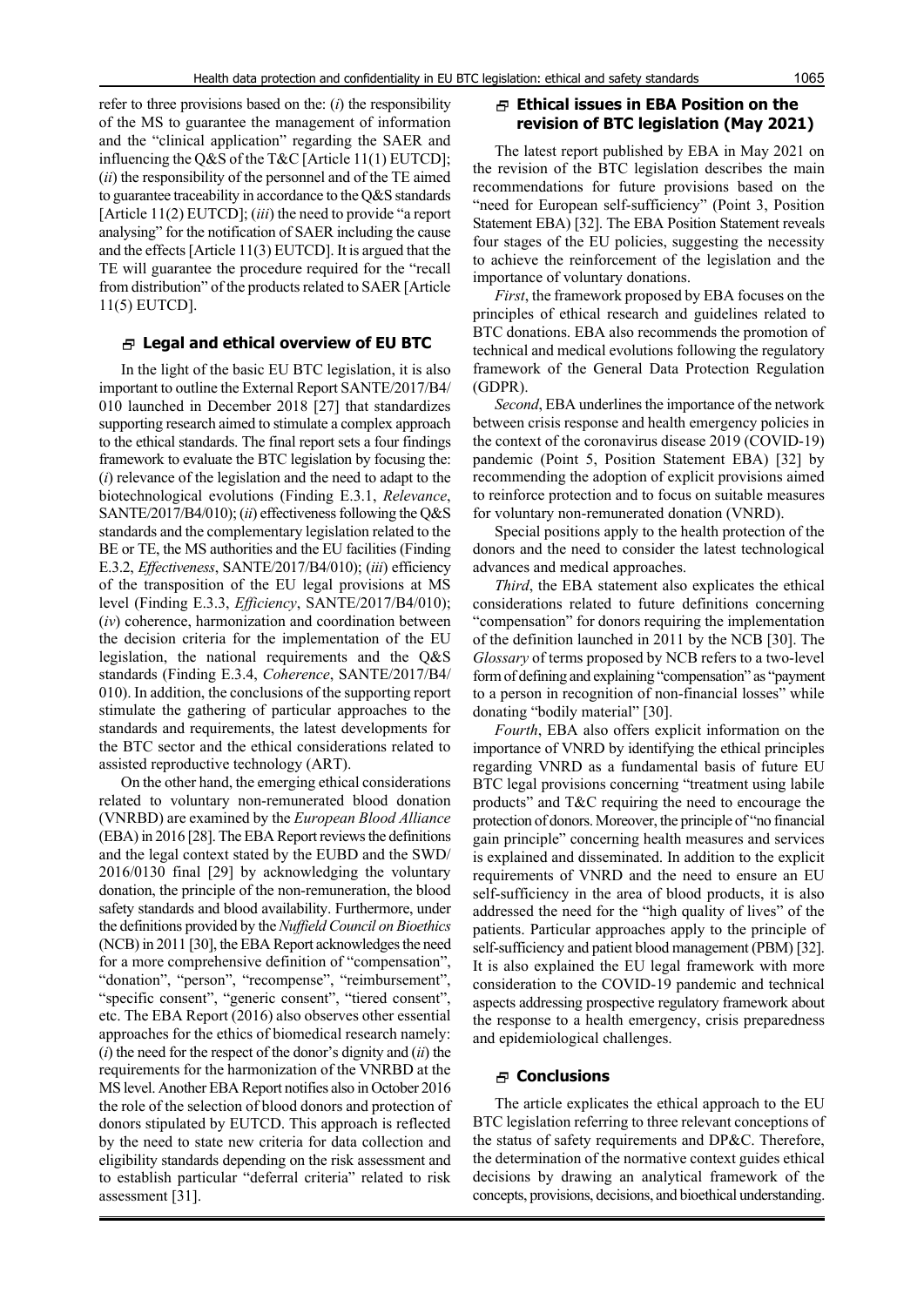refer to three provisions based on the: (*i*) the responsibility of the MS to guarantee the management of information and the "clinical application" regarding the SAER and influencing the Q&S of the T&C [Article 11(1) EUTCD]; (*ii*) the responsibility of the personnel and of the TE aimed to guarantee traceability in accordance to the Q&S standards [Article 11(2) EUTCD]; (*iii*) the need to provide "a report analysing" for the notification of SAER including the cause and the effects [Article 11(3) EUTCD]. It is argued that the TE will guarantee the procedure required for the "recall from distribution" of the products related to SAER [Article 11(5) EUTCD].

## Legal and ethical overview of EU BTC

In the light of the basic EU BTC legislation, it is also important to outline the External Report SANTE/2017/B4/010 launched in December 2018 [27] that standardizes supporting research aimed to stimulate a complex approach to the ethical standards. The final report sets a four findings framework to evaluate the BTC legislation by focusing the: (*i*) relevance of the legislation and the need to adapt to the biotechnological evolutions (Finding E.3.1, *Relevance*, SANTE/2017/B4/010); (*ii*) effectiveness following the Q&S standards and the complementary legislation related to the BE or TE, the MS authorities and the EU facilities (Finding E.3.2, *Effectiveness*, SANTE/2017/B4/010); (*iii*) efficiency of the transposition of the EU legal provisions at MS level (Finding E.3.3, *Efficiency*, SANTE/2017/B4/010); (*iv*) coherence, harmonization and coordination between the decision criteria for the implementation of the EU legislation, the national requirements and the Q&S standards (Finding E.3.4, *Coherence*, SANTE/2017/B4/010). In addition, the conclusions of the supporting report stimulate the gathering of particular approaches to the standards and requirements, the latest developments for the BTC sector and the ethical considerations related to assisted reproductive technology (ART).

On the other hand, the emerging ethical considerations related to voluntary non-remunerated blood donation (VNRBD) are examined by the *European Blood Alliance* (EBA) in 2016 [28]. The EBA Report reviews the definitions and the legal context stated by the EUBD and the SWD/2016/0130 final [29] by acknowledging the voluntary donation, the principle of the non-remuneration, the blood safety standards and blood availability. Furthermore, under the definitions provided by the *Nuffield Council on Bioethics* (NCB) in 2011 [30], the EBA Report acknowledges the need for a more comprehensive definition of "compensation", "donation", "person", "recompense", "reimbursement", "specific consent", "generic consent", "tiered consent", etc. The EBA Report (2016) also observes other essential approaches for the ethics of biomedical research namely: (*i*) the need for the respect of the donor's dignity and (*ii*) the requirements for the harmonization of the VNRBD at the MS level. Another EBA Report notifies also in October 2016 the role of the selection of blood donors and protection of donors stipulated by EUTCD. This approach is reflected by the need to state new criteria for data collection and eligibility standards depending on the risk assessment and to establish particular "deferral criteria" related to risk assessment [31].

## Ethical issues in EBA Position on the revision of BTC legislation (May 2021)

The latest report published by EBA in May 2021 on the revision of the BTC legislation describes the main recommendations for future provisions based on the "need for European self-sufficiency" (Point 3, Position Statement EBA) [32]. The EBA Position Statement reveals four stages of the EU policies, suggesting the necessity to achieve the reinforcement of the legislation and the importance of voluntary donations.

*First*, the framework proposed by EBA focuses on the principles of ethical research and guidelines related to BTC donations. EBA also recommends the promotion of technical and medical evolutions following the regulatory framework of the General Data Protection Regulation (GDPR).

*Second*, EBA underlines the importance of the network between crisis response and health emergency policies in the context of the coronavirus disease 2019 (COVID-19) pandemic (Point 5, Position Statement EBA) [32] by recommending the adoption of explicit provisions aimed to reinforce protection and to focus on suitable measures for voluntary non-remunerated donation (VNRD).

Special positions apply to the health protection of the donors and the need to consider the latest technological advances and medical approaches.

*Third*, the EBA statement also explicates the ethical considerations related to future definitions concerning "compensation" for donors requiring the implementation of the definition launched in 2011 by the NCB [30]. The *Glossary* of terms proposed by NCB refers to a two-level form of defining and explaining "compensation" as "payment to a person in recognition of non-financial losses" while donating "bodily material" [30].

*Fourth*, EBA also offers explicit information on the importance of VNRD by identifying the ethical principles regarding VNRD as a fundamental basis of future EU BTC legal provisions concerning "treatment using labile products" and T&C requiring the need to encourage the protection of donors. Moreover, the principle of "no financial gain principle" concerning health measures and services is explained and disseminated. In addition to the explicit requirements of VNRD and the need to ensure an EU self-sufficiency in the area of blood products, it is also addressed the need for the "high quality of lives" of the patients. Particular approaches apply to the principle of self-sufficiency and patient blood management (PBM) [32]. It is also explained the EU legal framework with more consideration to the COVID-19 pandemic and technical aspects addressing prospective regulatory framework about the response to a health emergency, crisis preparedness and epidemiological challenges.

## Conclusions

The article explicates the ethical approach to the EU BTC legislation referring to three relevant conceptions of the status of safety requirements and DP&C. Therefore, the determination of the normative context guides ethical decisions by drawing an analytical framework of the concepts, provisions, decisions, and bioethical understanding.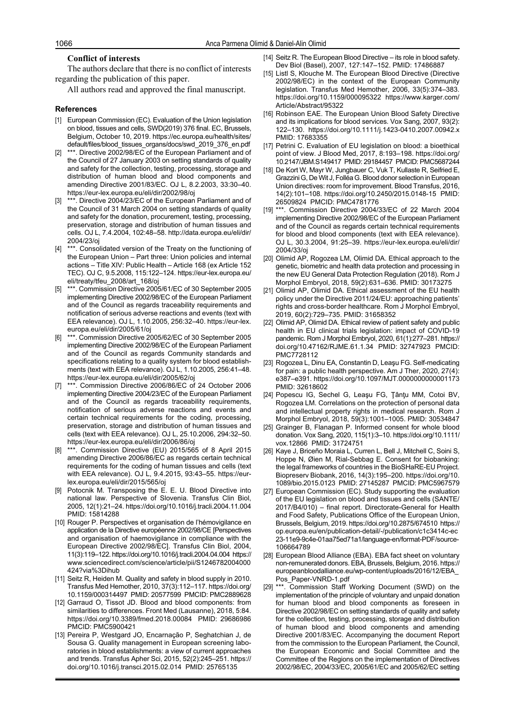### Conflict of interests

The authors declare that there is no conflict of interests regarding the publication of this paper.

All authors read and approved the final manuscript.

## References

[1] European Commission (EC). Evaluation of the Union legislation on blood, tissues and cells, SWD(2019) 376 final. EC, Brussels, Belgium, October 10, 2019. https://ec.europa.eu/health/sites/default/files/blood_tissues_organs/docs/swd_2019_376_en.pdf

[2] ***. Directive 2002/98/EC of the European Parliament and of the Council of 27 January 2003 on setting standards of quality and safety for the collection, testing, processing, storage and distribution of human blood and blood components and amending Directive 2001/83/EC. OJ L, 8.2.2003, 33:30–40. https://eur-lex.europa.eu/eli/dir/2002/98/oj

[3] ***. Directive 2004/23/EC of the European Parliament and of the Council of 31 March 2004 on setting standards of quality and safety for the donation, procurement, testing, processing, preservation, storage and distribution of human tissues and cells. OJ L, 7.4.2004, 102:48–58. http://data.europa.eu/eli/dir/2004/23/oj

[4] ***. Consolidated version of the Treaty on the functioning of the European Union – Part three: Union policies and internal actions – Title XIV: Public Health – Article 168 (ex Article 152 TEC). OJ C, 9.5.2008, 115:122–124. https://eur-lex.europa.eu/eli/treaty/tfeu_2008/art_168/oj

[5] ***. Commission Directive 2005/61/EC of 30 September 2005 implementing Directive 2002/98/EC of the European Parliament and of the Council as regards traceability requirements and notification of serious adverse reactions and events (text with EEA relevance). OJ L, 1.10.2005, 256:32–40. https://eur-lex.europa.eu/eli/dir/2005/61/oj

[6] ***. Commission Directive 2005/62/EC of 30 September 2005 implementing Directive 2002/98/EC of the European Parliament and of the Council as regards Community standards and specifications relating to a quality system for blood establishments (text with EEA relevance). OJ L, 1.10.2005, 256:41–48. https://eur-lex.europa.eu/eli/dir/2005/62/oj

[7] ***. Commission Directive 2006/86/EC of 24 October 2006 implementing Directive 2004/23/EC of the European Parliament and of the Council as regards traceability requirements, notification of serious adverse reactions and events and certain technical requirements for the coding, processing, preservation, storage and distribution of human tissues and cells (text with EEA relevance). OJ L, 25.10.2006, 294:32–50. https://eur-lex.europa.eu/eli/dir/2006/86/oj

[8] ***. Commission Directive (EU) 2015/565 of 8 April 2015 amending Directive 2006/86/EC as regards certain technical requirements for the coding of human tissues and cells (text with EEA relevance). OJ L, 9.4.2015, 93:43–55. https://eur-lex.europa.eu/eli/dir/2015/565/oj

[9] Potocnik M. Transposing the E. E. U. Blood Directive into national law. Perspective of Slovenia. Transfus Clin Biol, 2005, 12(1):21–24. https://doi.org/10.1016/j.tracli.2004.11.004 PMID: 15814288

[10] Rouger P. Perspectives et organisation de l'hémovigilance en application de la Directive européenne 2002/98/CE [Perspectives and organisation of haemovigilance in compliance with the European Directive 2002/98/EC]. Transfus Clin Biol, 2004, 11(3):119–122. https://doi.org/10.1016/j.tracli.2004.04.004 https://www.sciencedirect.com/science/article/pii/S1246782004000424?via%3Dihub

[11] Seitz R, Heiden M. Quality and safety in blood supply in 2010. Transfus Med Hemother, 2010, 37(3):112–117. https://doi.org/10.1159/000314497 PMID: 20577599 PMCID: PMC2889628

[12] Garraud O, Tissot JD. Blood and blood components: from similarities to differences. Front Med (Lausanne), 2018, 5:84. https://doi.org/10.3389/fmed.2018.00084 PMID: 29686986 PMCID: PMC5900421

[13] Pereira P, Westgard JO, Encarnação P, Seghatchian J, de Sousa G. Quality management in European screening laboratories in blood establishments: a view of current approaches and trends. Transfus Apher Sci, 2015, 52(2):245–251. https://doi.org/10.1016/j.transci.2015.02.014 PMID: 25765135

[14] Seitz R. The European Blood Directive – its role in blood safety. Dev Biol (Basel), 2007, 127:147–152. PMID: 17486887

[15] Listl S, Klouche M. The European Blood Directive (Directive 2002/98/EC) in the context of the European Community legislation. Transfus Med Hemother, 2006, 33(5):374–383. https://doi.org/10.1159/000095322 https://www.karger.com/Article/Abstract/95322

[16] Robinson EAE. The European Union Blood Safety Directive and its implications for blood services. Vox Sang, 2007, 93(2):122–130. https://doi.org/10.1111/j.1423-0410.2007.00942.x PMID: 17683355

[17] Petrini C. Evaluation of EU legislation on blood: a bioethical point of view. J Blood Med, 2017, 8:193–198. https://doi.org/10.2147/JBM.S149417 PMID: 29184457 PMCID: PMC5687244

[18] De Kort W, Mayr W, Jungbauer C, Vuk T, Kullaste R, Seifried E, Grazzini G, De Wit J, Folléa G. Blood donor selection in European Union directives: room for improvement. Blood Transfus, 2016, 14(2):101–108. https://doi.org/10.2450/2015.0148-15 PMID: 26509824 PMCID: PMC4781776

[19] ***. Commission Directive 2004/33/EC of 22 March 2004 implementing Directive 2002/98/EC of the European Parliament and of the Council as regards certain technical requirements for blood and blood components (text with EEA relevance). OJ L, 30.3.2004, 91:25–39. https://eur-lex.europa.eu/eli/dir/2004/33/oj

[20] Olimid AP, Rogozea LM, Olimid DA. Ethical approach to the genetic, biometric and health data protection and processing in the new EU General Data Protection Regulation (2018). Rom J Morphol Embryol, 2018, 59(2):631–636. PMID: 30173275

[21] Olimid AP, Olimid DA. Ethical assessment of the EU health policy under the Directive 2011/24/EU: approaching patients' rights and cross-border healthcare. Rom J Morphol Embryol, 2019, 60(2):729–735. PMID: 31658352

[22] Olimid AP, Olimid DA. Ethical review of patient safety and public health in EU clinical trials legislation: impact of COVID-19 pandemic. Rom J Morphol Embryol, 2020, 61(1):277–281. https://doi.org/10.47162/RJME.61.1.34 PMID: 32747923 PMCID: PMC7728112

[23] Rogozea L, Dinu EA, Constantin D, Leaşu FG. Self-medicating for pain: a public health perspective. Am J Ther, 2020, 27(4):e387–e391. https://doi.org/10.1097/MJT.0000000000001173 PMID: 32618602

[24] Popescu IG, Sechel G, Leaşu FG, Ţânţu MM, Cotoi BV, Rogozea LM. Correlations on the protection of personal data and intellectual property rights in medical research. Rom J Morphol Embryol, 2018, 59(3):1001–1005. PMID: 30534847

[25] Grainger B, Flanagan P. Informed consent for whole blood donation. Vox Sang, 2020, 115(1):3–10. https://doi.org/10.1111/vox.12866 PMID: 31724751

[26] Kaye J, Briceño Moraia L, Curren L, Bell J, Mitchell C, Soini S, Hoppe N, Øien M, Rial-Sebbag E. Consent for biobanking: the legal frameworks of countries in the BioSHaRE-EU Project. Biopreserv Biobank, 2016, 14(3):195–200. https://doi.org/10.1089/bio.2015.0123 PMID: 27145287 PMCID: PMC5967579

[27] European Commission (EC). Study supporting the evaluation of the EU legislation on blood and tissues and cells (SANTE/2017/B4/010) – final report. Directorate-General for Health and Food Safety, Publications Office of the European Union, Brussels, Belgium, 2019. https://doi.org/10.2875/674510 https://op.europa.eu/en/publication-detail/-/publication/c1c3414c-ec23-11e9-9c4e-01aa75ed71a1/language-en/format-PDF/source-106664789

[28] European Blood Alliance (EBA). EBA fact sheet on voluntary non-remunerated donors. EBA, Brussels, Belgium, 2016. https://europeanbloodalliance.eu/wp-content/uploads/2016/12/EBA_Pos_Paper-VNRD-1.pdf

[29] ***. Commission Staff Working Document (SWD) on the implementation of the principle of voluntary and unpaid donation for human blood and blood components as foreseen in Directive 2002/98/EC on setting standards of quality and safety for the collection, testing, processing, storage and distribution of human blood and blood components and amending Directive 2001/83/EC. Accompanying the document Report from the commission to the European Parliament, the Council, the European Economic and Social Committee and the Committee of the Regions on the implementation of Directives 2002/98/EC, 2004/33/EC, 2005/61/EC and 2005/62/EC setting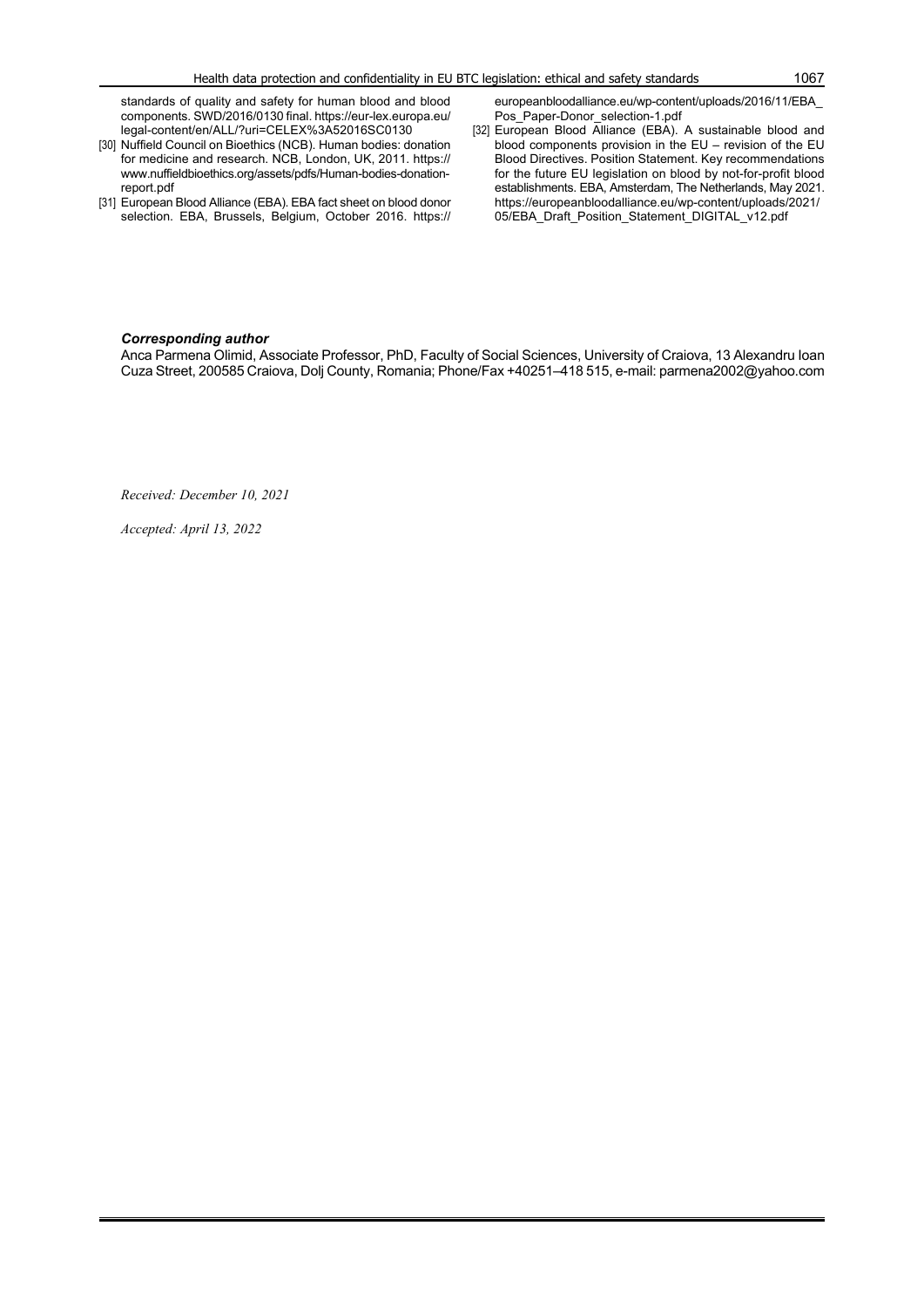standards of quality and safety for human blood and blood components. SWD/2016/0130 final. https://eur-lex.europa.eu/legal-content/en/ALL/?uri=CELEX%3A52016SC0130

[30] Nuffield Council on Bioethics (NCB). Human bodies: donation for medicine and research. NCB, London, UK, 2011. https://www.nuffieldbioethics.org/assets/pdfs/Human-bodies-donation-report.pdf

[31] European Blood Alliance (EBA). EBA fact sheet on blood donor selection. EBA, Brussels, Belgium, October 2016. https://europeanbloodalliance.eu/wp-content/uploads/2016/11/EBA_Pos_Paper-Donor_selection-1.pdf

[32] European Blood Alliance (EBA). A sustainable blood and blood components provision in the EU – revision of the EU Blood Directives. Position Statement. Key recommendations for the future EU legislation on blood by not-for-profit blood establishments. EBA, Amsterdam, The Netherlands, May 2021. https://europeanbloodalliance.eu/wp-content/uploads/2021/05/EBA_Draft_Position_Statement_DIGITAL_v12.pdf

***Corresponding author***

Anca Parmena Olimid, Associate Professor, PhD, Faculty of Social Sciences, University of Craiova, 13 Alexandru Ioan Cuza Street, 200585 Craiova, Dolj County, Romania; Phone/Fax +40251–418 515, e-mail: parmena2002@yahoo.com

*Received: December 10, 2021*

*Accepted: April 13, 2022*